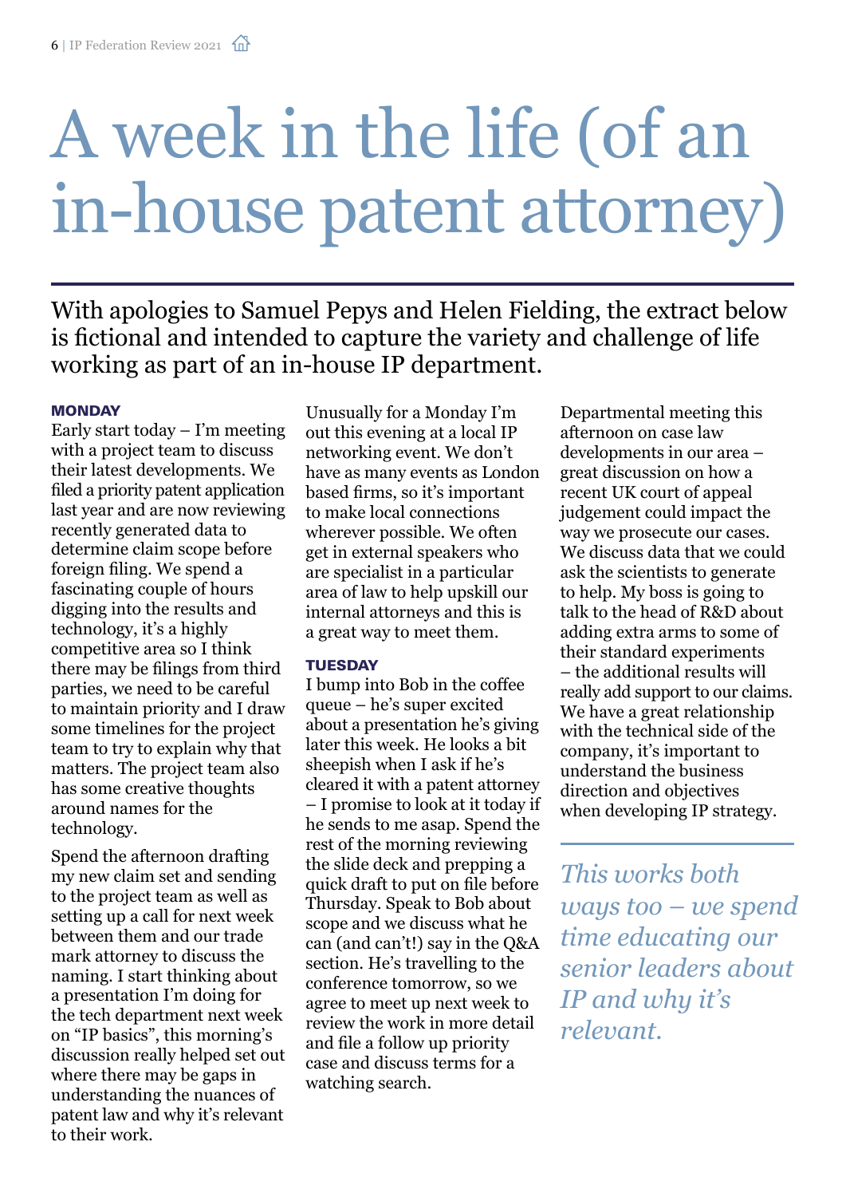# A week in the life (of an in-house patent attorney)

With apologies to Samuel Pepys and Helen Fielding, the extract below is fictional and intended to capture the variety and challenge of life working as part of an in-house IP department.

### MONDAY

Early start today – I'm meeting with a project team to discuss their latest developments. We filed a priority patent application last year and are now reviewing recently generated data to determine claim scope before foreign filing. We spend a fascinating couple of hours digging into the results and technology, it's a highly competitive area so I think there may be filings from third parties, we need to be careful to maintain priority and I draw some timelines for the project team to try to explain why that matters. The project team also has some creative thoughts around names for the technology.

Spend the afternoon drafting my new claim set and sending to the project team as well as setting up a call for next week between them and our trade mark attorney to discuss the naming. I start thinking about a presentation I'm doing for the tech department next week on "IP basics", this morning's discussion really helped set out where there may be gaps in understanding the nuances of patent law and why it's relevant to their work.

Unusually for a Monday I'm out this evening at a local IP networking event. We don't have as many events as London based firms, so it's important to make local connections wherever possible. We often get in external speakers who are specialist in a particular area of law to help upskill our internal attorneys and this is a great way to meet them.

### TUESDAY

I bump into Bob in the coffee queue – he's super excited about a presentation he's giving later this week. He looks a bit sheepish when I ask if he's cleared it with a patent attorney – I promise to look at it today if he sends to me asap. Spend the rest of the morning reviewing the slide deck and prepping a quick draft to put on file before Thursday. Speak to Bob about scope and we discuss what he can (and can't!) say in the Q&A section. He's travelling to the conference tomorrow, so we agree to meet up next week to review the work in more detail and file a follow up priority case and discuss terms for a watching search.

Departmental meeting this afternoon on case law developments in our area – great discussion on how a recent UK court of appeal judgement could impact the way we prosecute our cases. We discuss data that we could ask the scientists to generate to help. My boss is going to talk to the head of R&D about adding extra arms to some of their standard experiments – the additional results will really add support to our claims. We have a great relationship with the technical side of the company, it's important to understand the business direction and objectives when developing IP strategy.

*This works both ways too – we spend time educating our senior leaders about IP and why it's relevant.*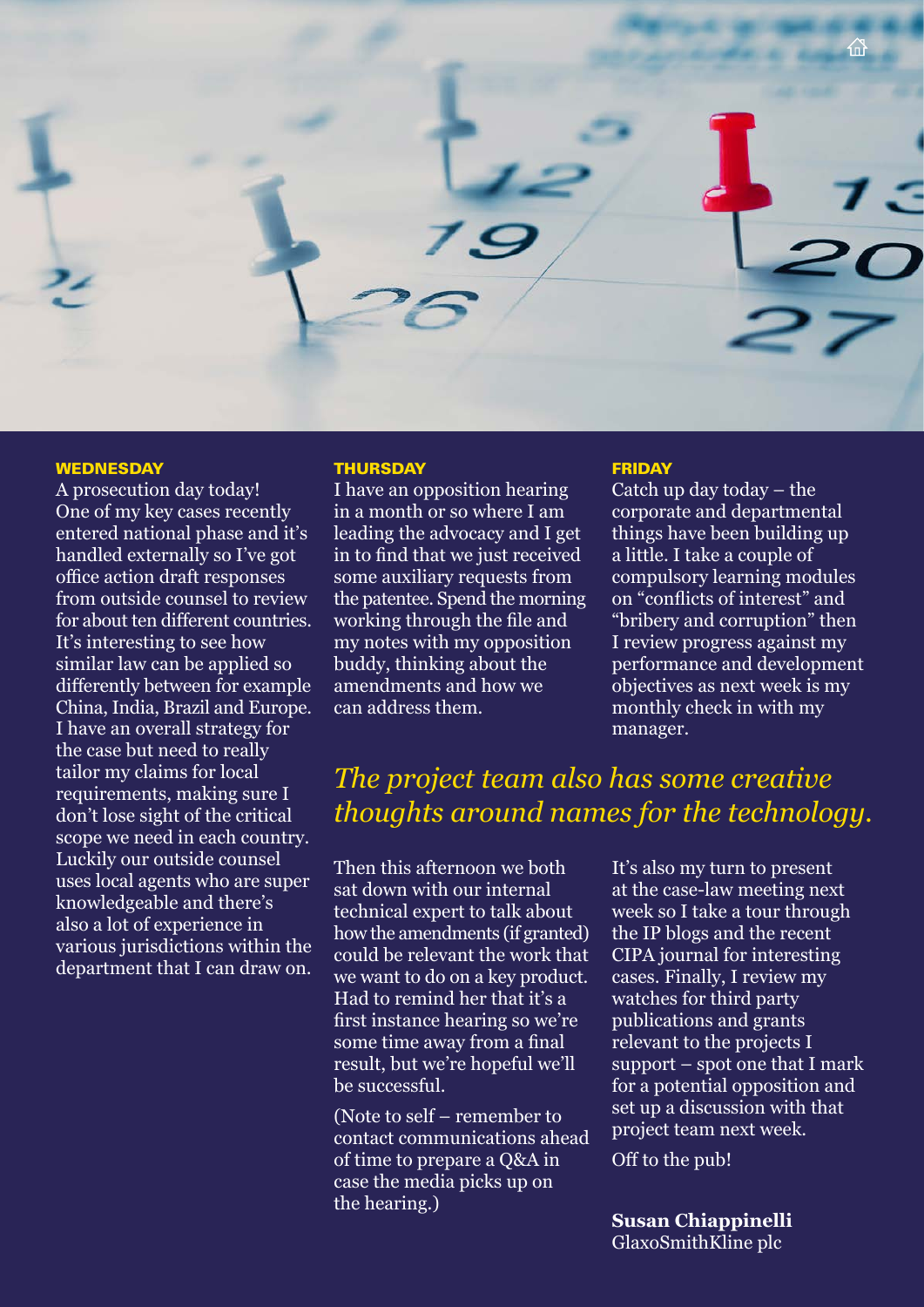### WEDNESDAY

A prosecution day today! One of my key cases recently entered national phase and it's handled externally so I've got office action draft responses from outside counsel to review for about ten different countries. It's interesting to see how similar law can be applied so differently between for example China, India, Brazil and Europe. I have an overall strategy for the case but need to really tailor my claims for local requirements, making sure I don't lose sight of the critical scope we need in each country. Luckily our outside counsel uses local agents who are super knowledgeable and there's also a lot of experience in various jurisdictions within the department that I can draw on.

### THURSDAY

I have an opposition hearing in a month or so where I am leading the advocacy and I get in to find that we just received some auxiliary requests from the patentee. Spend the morning working through the file and my notes with my opposition buddy, thinking about the amendments and how we can address them.

*The project team also has some creative thoughts around names for the technology.*

Then this afternoon we both sat down with our internal technical expert to talk about how the amendments (if granted) could be relevant the work that we want to do on a key product. Had to remind her that it's a first instance hearing so we're some time away from a final result, but we're hopeful we'll be successful.

(Note to self – remember to contact communications ahead of time to prepare a Q&A in case the media picks up on the hearing.)

### FRIDAY

Catch up day today – the corporate and departmental things have been building up a little. I take a couple of compulsory learning modules on "conflicts of interest" and "bribery and corruption" then I review progress against my performance and development objectives as next week is my monthly check in with my manager.

It's also my turn to present at the case-law meeting next week so I take a tour through the IP blogs and the recent CIPA journal for interesting cases. Finally, I review my watches for third party publications and grants relevant to the projects I support – spot one that I mark for a potential opposition and set up a discussion with that project team next week.

Off to the pub!

**Susan Chiappinelli**
GlaxoSmithKline plc